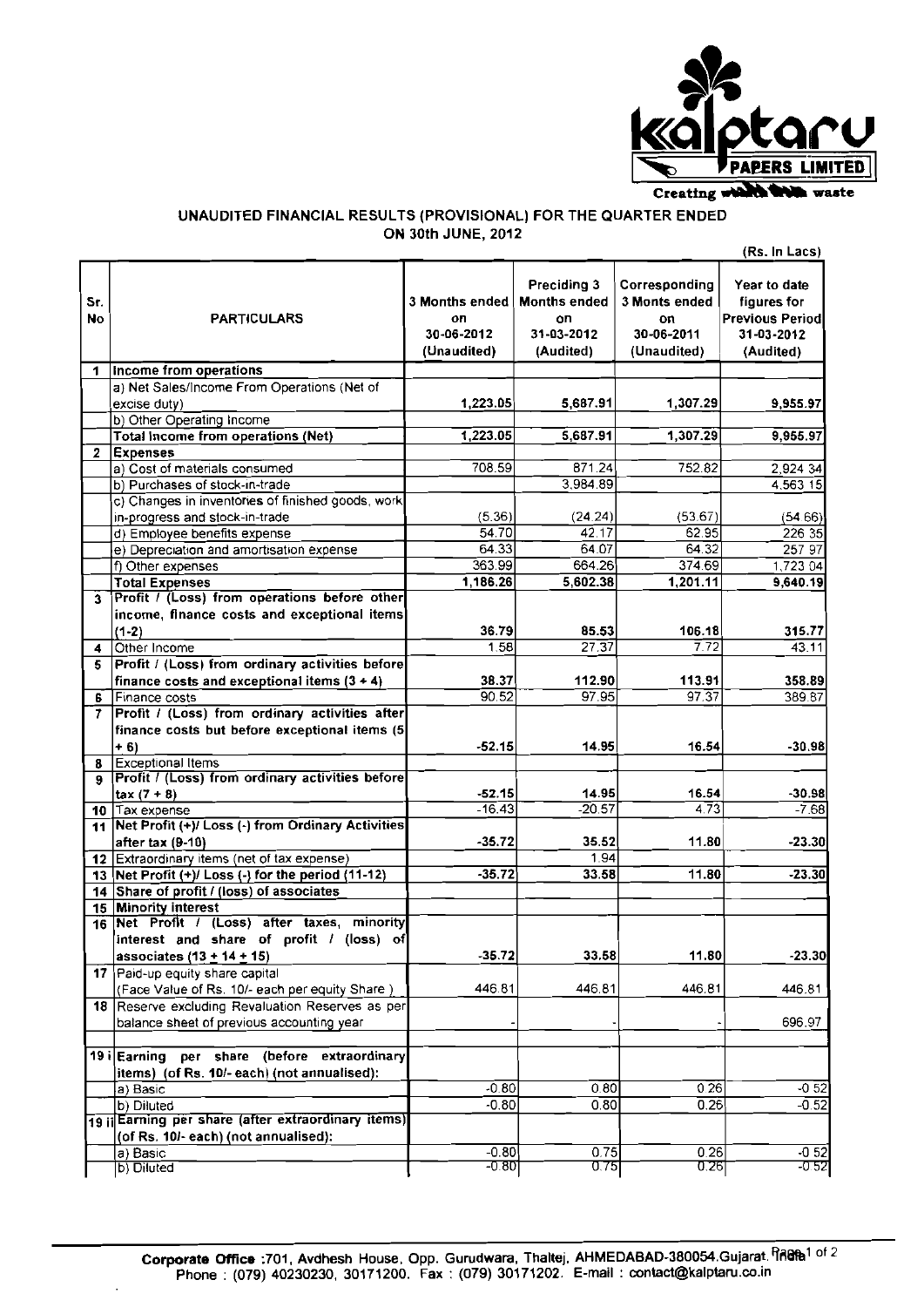Kalptaru PAPERS LIMITED

Creating wealth from waste

## UNAUDITED FINANCIAL RESULTS (PROVISIONAL) FOR THE QUARTER ENDED ON 30th JUNE, 2012

(Rs. In Lacs)

| Sr. No | PARTICULARS | 3 Months ended on 30-06-2012 (Unaudited) | Preciding 3 Months ended on 31-03-2012 (Audited) | Corresponding 3 Monts ended on 30-06-2011 (Unaudited) | Year to date figures for Previous Period 31-03-2012 (Audited) |
|---|---|---|---|---|---|
| 1 | **Income from operations** | | | | |
| | a) Net Sales/Income From Operations (Net of excise duty) | 1,223.05 | 5,687.91 | 1,307.29 | 9,955.97 |
| | b) Other Operating Income | | | | |
| | **Total Income from operations (Net)** | 1,223.05 | 5,687.91 | 1,307.29 | 9,955.97 |
| 2 | **Expenses** | | | | |
| | a) Cost of materials consumed | 708.59 | 871.24 | 752.82 | 2,924.34 |
| | b) Purchases of stock-in-trade | | 3,984.89 | | 4,563.15 |
| | c) Changes in inventories of finished goods, work in-progress and stock-in-trade | (5.36) | (24.24) | (53.67) | (54.66) |
| | d) Employee benefits expense | 54.70 | 42.17 | 62.95 | 226.35 |
| | e) Depreciation and amortisation expense | 64.33 | 64.07 | 64.32 | 257.97 |
| | f) Other expenses | 363.99 | 664.26 | 374.69 | 1,723.04 |
| | **Total Expenses** | 1,186.26 | 5,602.38 | 1,201.11 | 9,640.19 |
| 3 | **Profit / (Loss) from operations before other income, finance costs and exceptional items (1-2)** | 36.79 | 85.53 | 106.18 | 315.77 |
| 4 | Other Income | 1.58 | 27.37 | 7.72 | 43.11 |
| 5 | **Profit / (Loss) from ordinary activities before finance costs and exceptional items (3 + 4)** | 38.37 | 112.90 | 113.91 | 358.89 |
| 6 | Finance costs | 90.52 | 97.95 | 97.37 | 389.87 |
| 7 | **Profit / (Loss) from ordinary activities after finance costs but before exceptional items (5 + 6)** | -52.15 | 14.95 | 16.54 | -30.98 |
| 8 | Exceptional Items | | | | |
| 9 | **Profit / (Loss) from ordinary activities before tax (7 + 8)** | -52.15 | 14.95 | 16.54 | -30.98 |
| 10 | Tax expense | -16.43 | -20.57 | 4.73 | -7.68 |
| 11 | **Net Profit (+)/ Loss (-) from Ordinary Activities after tax (9-10)** | -35.72 | 35.52 | 11.80 | -23.30 |
| 12 | Extraordinary items (net of tax expense) | | 1.94 | | |
| 13 | **Net Profit (+)/ Loss (-) for the period (11-12)** | -35.72 | 33.58 | 11.80 | -23.30 |
| 14 | **Share of profit / (loss) of associates** | | | | |
| 15 | **Minority interest** | | | | |
| 16 | **Net Profit / (Loss) after taxes, minority interest and share of profit / (loss) of associates (13 + 14 + 15)** | -35.72 | 33.58 | 11.80 | -23.30 |
| 17 | Paid-up equity share capital (Face Value of Rs. 10/- each per equity Share ) | 446.81 | 446.81 | 446.81 | 446.81 |
| 18 | Reserve excluding Revaluation Reserves as per balance sheet of previous accounting year | - | - | - | 696.97 |
| 19 i | **Earning per share (before extraordinary items) (of Rs. 10/- each) (not annualised):** | | | | |
| | a) Basic | -0.80 | 0.80 | 0.26 | -0.52 |
| | b) Diluted | -0.80 | 0.80 | 0.26 | -0.52 |
| 19 ii | **Earning per share (after extraordinary items) (of Rs. 10/- each) (not annualised):** | | | | |
| | a) Basic | -0.80 | 0.75 | 0.26 | -0.52 |
| | b) Diluted | -0.80 | 0.75 | 0.26 | -0.52 |

**Corporate Office** :701, Avdhesh House, Opp. Gurudwara, Thaltej, AHMEDABAD-380054.Gujarat. India
Phone : (079) 40230230, 30171200. Fax : (079) 30171202. E-mail : contact@kalptaru.co.in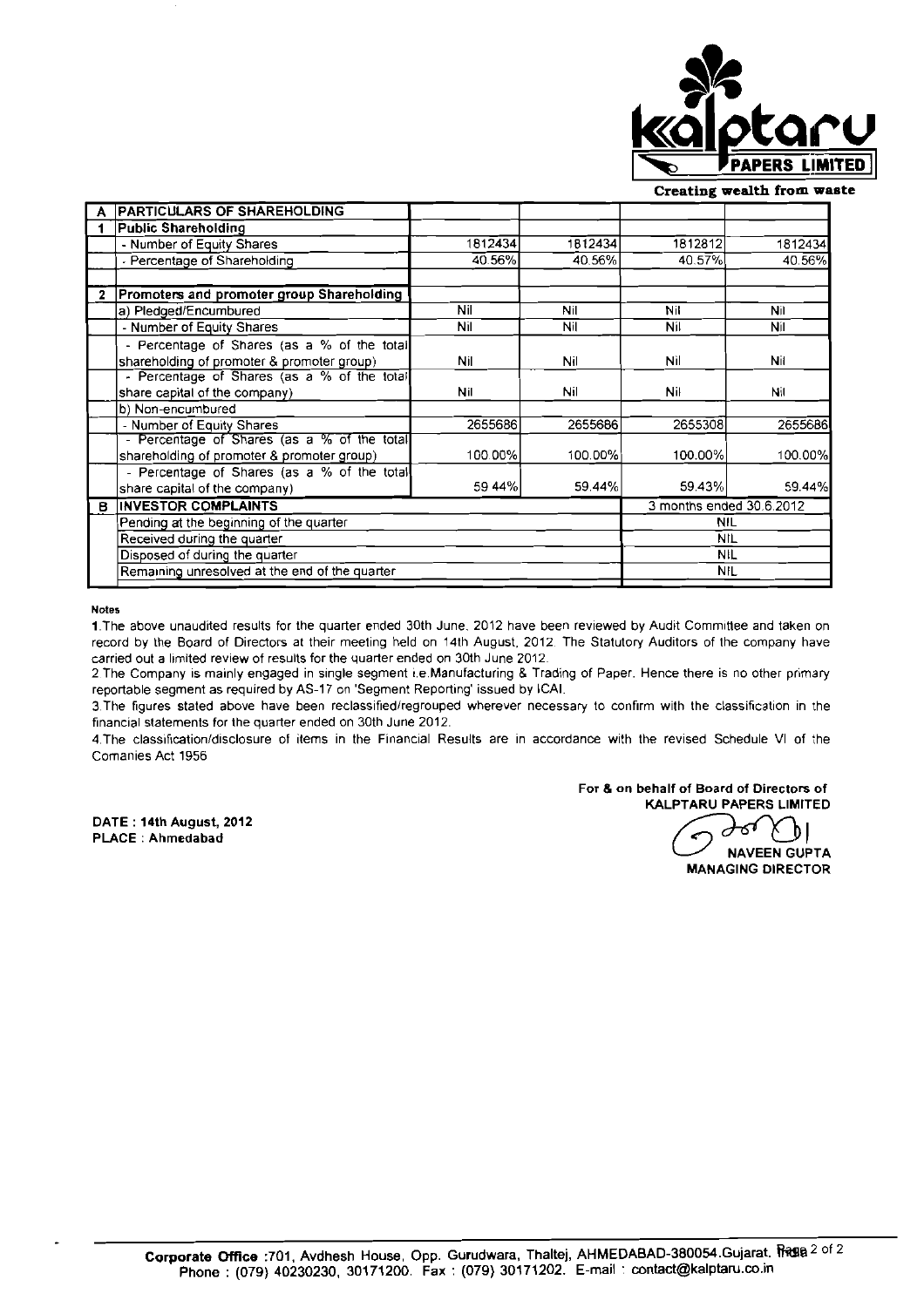**kalptaru PAPERS LIMITED**

**Creating wealth from waste**

| | | | | | |
|---|---|---|---|---|---|
| **A** | **PARTICULARS OF SHAREHOLDING** | | | | |
| **1** | **Public Shareholding** | | | | |
| | - Number of Equity Shares | 1812434 | 1812434 | 1812812 | 1812434 |
| | - Percentage of Shareholding | 40.56% | 40.56% | 40.57% | 40.56% |
| | | | | | |
| **2** | **Promoters and promoter group Shareholding** | | | | |
| | a) Pledged/Encumbured | Nil | Nil | Nil | Nil |
| | - Number of Equity Shares | Nil | Nil | Nil | Nil |
| | - Percentage of Shares (as a % of the total shareholding of promoter & promoter group) | Nil | Nil | Nil | Nil |
| | - Percentage of Shares (as a % of the total share capital of the company) | Nil | Nil | Nil | Nil |
| | b) Non-encumbured | | | | |
| | - Number of Equity Shares | 2655686 | 2655686 | 2655308 | 2655686 |
| | - Percentage of Shares (as a % of the total shareholding of promoter & promoter group) | 100.00% | 100.00% | 100.00% | 100.00% |
| | - Percentage of Shares (as a % of the total share capital of the company) | 59.44% | 59.44% | 59.43% | 59.44% |
| **B** | **INVESTOR COMPLAINTS** | | | 3 months ended 30.6.2012 | |
| | Pending at the beginning of the quarter | | | NIL | |
| | Received during the quarter | | | NIL | |
| | Disposed of during the quarter | | | NIL | |
| | Remaining unresolved at the end of the quarter | | | NIL | |

**Notes**

1.The above unaudited results for the quarter ended 30th June, 2012 have been reviewed by Audit Committee and taken on record by the Board of Directors at their meeting held on 14th August, 2012. The Statutory Auditors of the company have carried out a limited review of results for the quarter ended on 30th June 2012.

2.The Company is mainly engaged in single segment i.e.Manufacturing & Trading of Paper. Hence there is no other primary reportable segment as required by AS-17 on 'Segment Reporting' issued by ICAI.

3.The figures stated above have been reclassified/regrouped wherever necessary to confirm with the classification in the financial statements for the quarter ended on 30th June 2012.

4.The classification/disclosure of items in the Financial Results are in accordance with the revised Schedule VI of the Comanies Act 1956

**For & on behalf of Board of Directors of**
**KALPTARU PAPERS LIMITED**

**DATE : 14th August, 2012**
**PLACE : Ahmedabad**

**NAVEEN GUPTA**
**MANAGING DIRECTOR**

**Corporate Office** :701, Avdhesh House, Opp. Gurudwara, Thaltej, AHMEDABAD-380054.Gujarat. India
Phone : (079) 40230230, 30171200. Fax : (079) 30171202. E-mail : contact@kalptaru.co.in